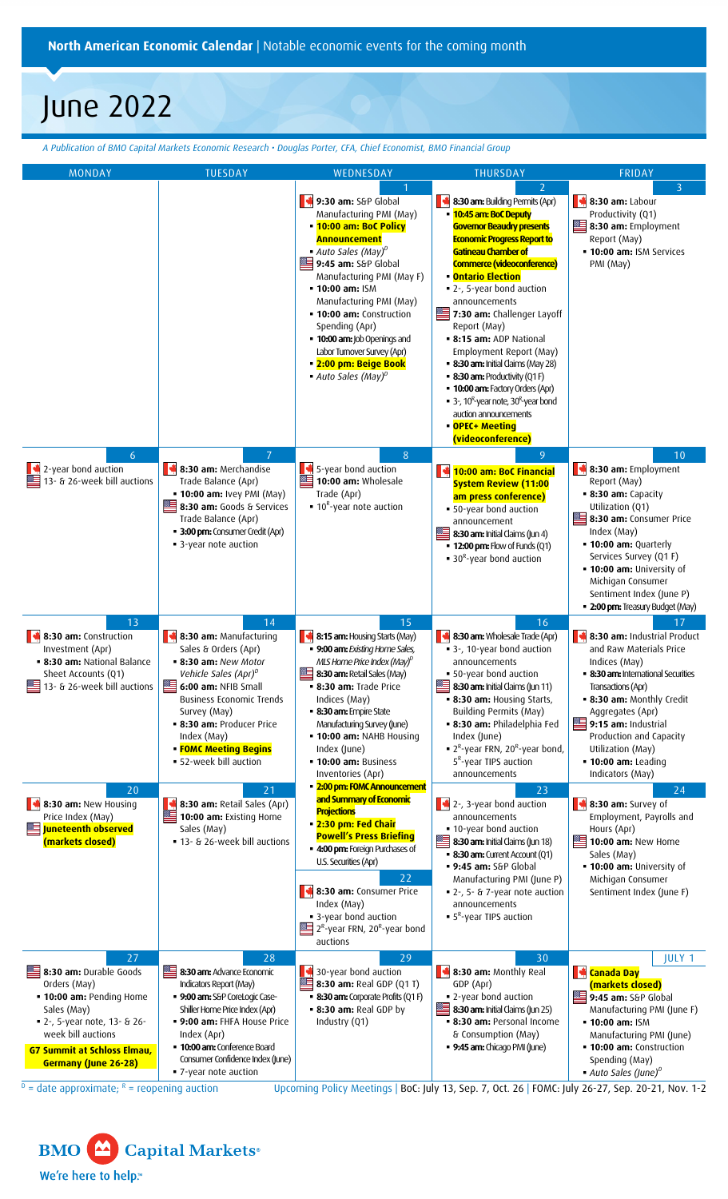**North American Economic Calendar** | Notable economic events for the coming month

# June 2022

*A Publication of BMO Capital Markets Economic Research • Douglas Porter, CFA, Chief Economist, BMO Financial Group*

| MONDAY | TUESDAY | WEDNESDAY | THURSDAY | FRIDAY |
|---|---|---|---|---|
| | | **1**<br>🇨🇦 9:30 am: S&P Global Manufacturing PMI (May)<br>• **10:00 am: BoC Policy Announcement**<br>• *Auto Sales (May)[P]*<br>🇺🇸 9:45 am: S&P Global Manufacturing PMI (May F)<br>• 10:00 am: ISM Manufacturing PMI (May)<br>• 10:00 am: Construction Spending (Apr)<br>• 10:00 am: Job Openings and Labor Turnover Survey (Apr)<br>• **2:00 pm: Beige Book**<br>• *Auto Sales (May)[P]* | **2**<br>🇨🇦 8:30 am: Building Permits (Apr)<br>• **10:45 am: BoC Deputy Governor Beaudry presents Economic Progress Report to Gatineau Chamber of Commerce (videoconference)**<br>• **Ontario Election**<br>• 2-, 5-year bond auction announcements<br>🇺🇸 7:30 am: Challenger Layoff Report (May)<br>• 8:15 am: ADP National Employment Report (May)<br>• 8:30 am: Initial Claims (May 28)<br>• 8:30 am: Productivity (Q1 F)<br>• 10:00 am: Factory Orders (Apr)<br>• 3-, 10[R]-year note, 30[R]-year bond auction announcements<br>• **OPEC+ Meeting (videoconference)** | **3**<br>🇨🇦 8:30 am: Labour Productivity (Q1)<br>🇺🇸 8:30 am: Employment Report (May)<br>• 10:00 am: ISM Services PMI (May) |
| **6**<br>🇨🇦 2-year bond auction<br>🇺🇸 13- & 26-week bill auctions | **7**<br>🇨🇦 8:30 am: Merchandise Trade Balance (Apr)<br>• 10:00 am: Ivey PMI (May)<br>🇺🇸 8:30 am: Goods & Services Trade Balance (Apr)<br>• 3:00 pm: Consumer Credit (Apr)<br>• 3-year note auction | **8**<br>🇨🇦 5-year bond auction<br>🇺🇸 10:00 am: Wholesale Trade (Apr)<br>• 10[R]-year note auction | **9**<br>🇨🇦 **10:00 am: BoC Financial System Review (11:00 am press conference)**<br>• 50-year bond auction announcement<br>🇺🇸 8:30 am: Initial Claims (Jun 4)<br>• 12:00 pm: Flow of Funds (Q1)<br>• 30[R]-year bond auction | **10**<br>🇨🇦 8:30 am: Employment Report (May)<br>• 8:30 am: Capacity Utilization (Q1)<br>🇺🇸 8:30 am: Consumer Price Index (May)<br>• 10:00 am: Quarterly Services Survey (Q1 F)<br>• 10:00 am: University of Michigan Consumer Sentiment Index (June P)<br>• 2:00 pm: Treasury Budget (May) |
| **13**<br>🇨🇦 8:30 am: Construction Investment (Apr)<br>• 8:30 am: National Balance Sheet Accounts (Q1)<br>🇺🇸 13- & 26-week bill auctions | **14**<br>🇨🇦 8:30 am: Manufacturing Sales & Orders (Apr)<br>• 8:30 am: *New Motor Vehicle Sales (Apr)[P]*<br>🇺🇸 6:00 am: NFIB Small Business Economic Trends Survey (May)<br>• 8:30 am: Producer Price Index (May)<br>• **FOMC Meeting Begins**<br>• 52-week bill auction | **15**<br>🇨🇦 8:15 am: Housing Starts (May)<br>• 9:00 am: *Existing Home Sales, MLS Home Price Index (May)[P]*<br>🇺🇸 8:30 am: Retail Sales (May)<br>• 8:30 am: Trade Price Indices (May)<br>• 8:30 am: Empire State Manufacturing Survey (June)<br>• 10:00 am: NAHB Housing Index (June)<br>• 10:00 am: Business Inventories (Apr)<br>• **2:00 pm: FOMC Announcement and Summary of Economic Projections**<br>• **2:30 pm: Fed Chair Powell's Press Briefing**<br>• 4:00 pm: Foreign Purchases of U.S. Securities (Apr) | **16**<br>🇨🇦 8:30 am: Wholesale Trade (Apr)<br>• 3-, 10-year bond auction announcements<br>• 50-year bond auction<br>🇺🇸 8:30 am: Initial Claims (Jun 11)<br>• 8:30 am: Housing Starts, Building Permits (May)<br>• 8:30 am: Philadelphia Fed Index (June)<br>• 2[R]-year FRN, 20[R]-year bond, 5[R]-year TIPS auction announcements | **17**<br>🇨🇦 8:30 am: Industrial Product and Raw Materials Price Indices (May)<br>• 8:30 am: International Securities Transactions (Apr)<br>• 8:30 am: Monthly Credit Aggregates (Apr)<br>🇺🇸 9:15 am: Industrial Production and Capacity Utilization (May)<br>• 10:00 am: Leading Indicators (May) |
| **20**<br>🇨🇦 8:30 am: New Housing Price Index (May)<br>🇺🇸 **Juneteenth observed (markets closed)** | **21**<br>🇨🇦 8:30 am: Retail Sales (Apr)<br>🇺🇸 10:00 am: Existing Home Sales (May)<br>• 13- & 26-week bill auctions | **22**<br>🇨🇦 8:30 am: Consumer Price Index (May)<br>• 3-year bond auction<br>🇺🇸 2[R]-year FRN, 20[R]-year bond auctions | **23**<br>🇨🇦 2-, 3-year bond auction announcements<br>• 10-year bond auction<br>🇺🇸 8:30 am: Initial Claims (Jun 18)<br>• 8:30 am: Current Account (Q1)<br>• 9:45 am: S&P Global Manufacturing PMI (June P)<br>• 2-, 5- & 7-year note auction announcements<br>• 5[R]-year TIPS auction | **24**<br>🇨🇦 8:30 am: Survey of Employment, Payrolls and Hours (Apr)<br>🇺🇸 10:00 am: New Home Sales (May)<br>• 10:00 am: University of Michigan Consumer Sentiment Index (June F) |
| **27**<br>🇺🇸 8:30 am: Durable Goods Orders (May)<br>• 10:00 am: Pending Home Sales (May)<br>• 2-, 5-year note, 13- & 26-week bill auctions<br>**G7 Summit at Schloss Elmau, Germany (June 26-28)** | **28**<br>🇺🇸 8:30 am: Advance Economic Indicators Report (May)<br>• 9:00 am: S&P CoreLogic Case-Shiller Home Price Index (Apr)<br>• 9:00 am: FHFA House Price Index (Apr)<br>• 10:00 am: Conference Board Consumer Confidence Index (June)<br>• 7-year note auction | **29**<br>🇨🇦 30-year bond auction<br>🇺🇸 8:30 am: Real GDP (Q1 T)<br>• 8:30 am: Corporate Profits (Q1 F)<br>• 8:30 am: Real GDP by Industry (Q1) | **30**<br>🇨🇦 8:30 am: Monthly Real GDP (Apr)<br>• 2-year bond auction<br>🇺🇸 8:30 am: Initial Claims (Jun 25)<br>• 8:30 am: Personal Income & Consumption (May)<br>• 9:45 am: Chicago PMI (June) | **JULY 1**<br>🇨🇦 **Canada Day (markets closed)**<br>🇺🇸 9:45 am: S&P Global Manufacturing PMI (June F)<br>• 10:00 am: ISM Manufacturing PMI (June)<br>• 10:00 am: Construction Spending (May)<br>• *Auto Sales (June)[P]* |

[P] = date approximate; [R] = reopening auction

Upcoming Policy Meetings | BoC: July 13, Sep. 7, Oct. 26 | FOMC: July 26-27, Sep. 20-21, Nov. 1-2

BMO Capital Markets
We're here to help.™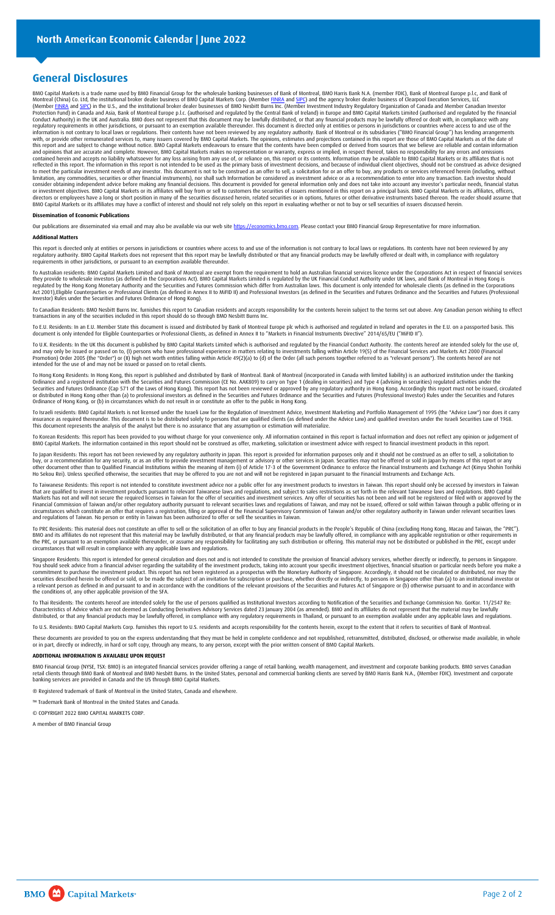# General Disclosures

BMO Capital Markets is a trade name used by BMO Financial Group for the wholesale banking businesses of Bank of Montreal, BMO Harris Bank N.A. (member FDIC), Bank of Montreal Europe p.l.c, and Bank of Montreal (China) Co. Ltd, the institutional broker dealer business of BMO Capital Markets Corp. (Member FINRA and SIPC) and the agency broker dealer business of Clearpool Execution Services, LLC (Member FINRA and SIPC) in the U.S., and the institutional broker dealer businesses of BMO Nesbitt Burns Inc. (Member Investment Industry Regulatory Organization of Canada and Member Canadian Investor Protection Fund) in Canada and Asia, Bank of Montreal Europe p.l.c. (authorised and regulated by the Central Bank of Ireland) in Europe and BMO Capital Markets Limited (authorised and regulated by the Financial Conduct Authority) in the UK and Australia. BMO does not represent that this document may be lawfully distributed, or that any financial products may be lawfully offered or dealt with, in compliance with any regulatory requirements in other jurisdictions, or pursuant to an exemption available thereunder. This document is directed only at entities or persons in jurisdictions or countries where access to and use of the information is not contrary to local laws or regulations. Their contents have not been reviewed by any regulatory authority. Bank of Montreal or its subsidiaries ("BMO Financial Group") has lending arrangements with, or provide other remunerated services to, many issuers covered by BMO Capital Markets. The opinions, estimates and projections contained in this report are those of BMO Capital Markets as of the date of this report and are subject to change without notice. BMO Capital Markets endeavours to ensure that the contents have been compiled or derived from sources that we believe are reliable and contain information and opinions that are accurate and complete. However, BMO Capital Markets makes no representation or warranty, express or implied, in respect thereof, takes no responsibility for any errors and omissions contained herein and accepts no liability whatsoever for any loss arising from any use of, or reliance on, this report or its contents. Information may be available to BMO Capital Markets or its affiliates that is not reflected in this report. The information in this report is not intended to be used as the primary basis of investment decisions, and because of individual client objectives, should not be construed as advice designed to meet the particular investment needs of any investor. This document is not to be construed as an offer to sell, a solicitation for or an offer to buy, any products or services referenced herein (including, without limitation, any commodities, securities or other financial instruments), nor shall such Information be considered as investment advice or as a recommendation to enter into any transaction. Each investor should consider obtaining independent advice before making any financial decisions. This document is provided for general information only and does not take into account any investor's particular needs, financial status or investment objectives. BMO Capital Markets or its affiliates will buy from or sell to customers the securities of issuers mentioned in this report on a principal basis. BMO Capital Markets or its affiliates, officers, directors or employees have a long or short position in many of the securities discussed herein, related securities or in options, futures or other derivative instruments based thereon. The reader should assume that BMO Capital Markets or its affiliates may have a conflict of interest and should not rely solely on this report in evaluating whether or not to buy or sell securities of issuers discussed herein.

**Dissemination of Economic Publications**

Our publications are disseminated via email and may also be available via our web site https://economics.bmo.com. Please contact your BMO Financial Group Representative for more information.

**Additional Matters**

This report is directed only at entities or persons in jurisdictions or countries where access to and use of the information is not contrary to local laws or regulations. Its contents have not been reviewed by any regulatory authority. BMO Capital Markets does not represent that this report may be lawfully distributed or that any financial products may be lawfully offered or dealt with, in compliance with regulatory requirements in other jurisdictions, or pursuant to an exemption available thereunder.

To Australian residents: BMO Capital Markets Limited and Bank of Montreal are exempt from the requirement to hold an Australian financial services licence under the Corporations Act in respect of financial services they provide to wholesale investors (as defined in the Corporations Act). BMO Capital Markets Limited is regulated by the UK Financial Conduct Authority under UK laws, and Bank of Montreal in Hong Kong is regulated by the Hong Kong Monetary Authority and the Securities and Futures Commission which differ from Australian laws. This document is only intended for wholesale clients (as defined in the Corporations Act 2001),Eligible Counterparties or Professional Clients (as defined in Annex II to MiFID II) and Professional Investors (as defined in the Securities and Futures Ordinance and the Securities and Futures (Professional Investor) Rules under the Securities and Futures Ordinance of Hong Kong).

To Canadian Residents: BMO Nesbitt Burns Inc. furnishes this report to Canadian residents and accepts responsibility for the contents herein subject to the terms set out above. Any Canadian person wishing to effect transactions in any of the securities included in this report should do so through BMO Nesbitt Burns Inc.

To E.U. Residents: In an E.U. Member State this document is issued and distributed by Bank of Montreal Europe plc which is authorised and regulated in Ireland and operates in the E.U. on a passported basis. This document is only intended for Eligible Counterparties or Professional Clients, as defined in Annex II to "Markets in Financial Instruments Directive" 2014/65/EU ("MiFID II").

To U.K. Residents: In the UK this document is published by BMO Capital Markets Limited which is authorised and regulated by the Financial Conduct Authority. The contents hereof are intended solely for the use of, and may only be issued or passed on to, (I) persons who have professional experience in matters relating to investments falling within Article 19(5) of the Financial Services and Markets Act 2000 (Financial Promotion) Order 2005 (the "Order") or (II) high net worth entities falling within Article 49(2)(a) to (d) of the Order (all such persons together referred to as "relevant persons"). The contents hereof are not intended for the use of and may not be issued or passed on to retail clients.

To Hong Kong Residents: In Hong Kong, this report is published and distributed by Bank of Montreal. Bank of Montreal (incorporated in Canada with limited liability) is an authorized institution under the Banking Ordinance and a registered institution with the Securities and Futures Commission (CE No. AAK809) to carry on Type 1 (dealing in securities) and Type 4 (advising in securities) regulated activities under the Securities and Futures Ordinance (Cap 571 of the Laws of Hong Kong). This report has not been reviewed or approved by any regulatory authority in Hong Kong. Accordingly this report must not be issued, circulated or distributed in Hong Kong other than (a) to professional investors as defined in the Securities and Futures Ordinance and the Securities and Futures (Professional Investor) Rules under the Securities and Futures Ordinance of Hong Kong, or (b) in circumstances which do not result in or constitute an offer to the public in Hong Kong.

To Israeli residents: BMO Capital Markets is not licensed under the Israeli Law for the Regulation of Investment Advice, Investment Marketing and Portfolio Management of 1995 (the "Advice Law") nor does it carry insurance as required thereunder. This document is to be distributed solely to persons that are qualified clients (as defined under the Advice Law) and qualified investors under the Israeli Securities Law of 1968. This document represents the analysis of the analyst but there is no assurance that any assumption or estimation will materialize.

To Korean Residents: This report has been provided to you without charge for your convenience only. All information contained in this report is factual information and does not reflect any opinion or judgement of BMO Capital Markets. The information contained in this report should not be construed as offer, marketing, solicitation or investment advice with respect to financial investment products in this report.

To Japan Residents: This report has not been reviewed by any regulatory authority in Japan. This report is provided for information purposes only and it should not be construed as an offer to sell, a solicitation to buy, or a recommendation for any security, or as an offer to provide investment management or advisory or other services in Japan. Securities may not be offered or sold in Japan by means of this report or any other document other than to Qualified Financial Institutions within the meaning of item (i) of Article 17-3 of the Government Ordinance to enforce the Financial Instruments and Exchange Act (Kinyu Shohin Torihiki Ho Sekou Rei). Unless specified otherwise, the securities that may be offered to you are not and will not be registered in Japan pursuant to the Financial Instruments and Exchange Acts.

To Taiwanese Residents: This report is not intended to constitute investment advice nor a public offer for any investment products to investors in Taiwan. This report should only be accessed by investors in Taiwan that are qualified to invest in investment products pursuant to relevant Taiwanese laws and regulations, and subject to sales restrictions as set forth in the relevant Taiwanese laws and regulations. BMO Capital Markets has not and will not secure the required licenses in Taiwan for the offer of securities and investment services. Any offer of securities has not been and will not be registered or filed with or approved by the Financial Commission of Taiwan and/or other regulatory authority pursuant to relevant securities laws and regulations of Taiwan, and may not be issued, offered or sold within Taiwan through a public offering or in circumstances which constitute an offer that requires a registration, filing or approval of the Financial Supervisory Commission of Taiwan and/or other regulatory authority in Taiwan under relevant securities laws and regulations of Taiwan. No person or entity in Taiwan has been authorized to offer or sell the securities in Taiwan.

To PRC Residents: This material does not constitute an offer to sell or the solicitation of an offer to buy any financial products in the People's Republic of China (excluding Hong Kong, Macau and Taiwan, the "PRC"). BMO and its affiliates do not represent that this material may be lawfully distributed, or that any financial products may be lawfully offered, in compliance with any applicable registration or other requirements in the PRC, or pursuant to an exemption available thereunder, or assume any responsibility for facilitating any such distribution or offering. This material may not be distributed or published in the PRC, except under circumstances that will result in compliance with any applicable laws and regulations.

Singapore Residents: This report is intended for general circulation and does not and is not intended to constitute the provision of financial advisory services, whether directly or indirectly, to persons in Singapore. You should seek advice from a financial adviser regarding the suitability of the investment products, taking into account your specific investment objectives, financial situation or particular needs before you make a commitment to purchase the investment product. This report has not been registered as a prospectus with the Monetary Authority of Singapore. Accordingly, it should not be circulated or distributed, nor may the securities described herein be offered or sold, or be made the subject of an invitation for subscription or purchase, whether directly or indirectly, to persons in Singapore other than (a) to an institutional investor or a relevant person as defined in and pursuant to and in accordance with the conditions of the relevant provisions of the Securities and Futures Act of Singapore or (b) otherwise pursuant to and in accordance with the conditions of, any other applicable provision of the SFA.

To Thai Residents: The contents hereof are intended solely for the use of persons qualified as Institutional Investors according to Notification of the Securities and Exchange Commission No. GorKor. 11/2547 Re: Characteristics of Advice which are not deemed as Conducting Derivatives Advisory Services dated 23 January 2004 (as amended). BMO and its affiliates do not represent that the material may be lawfully distributed, or that any financial products may be lawfully offered, in compliance with any regulatory requirements in Thailand, or pursuant to an exemption available under any applicable laws and regulations.

To U.S. Residents: BMO Capital Markets Corp. furnishes this report to U.S. residents and accepts responsibility for the contents herein, except to the extent that it refers to securities of Bank of Montreal.

These documents are provided to you on the express understanding that they must be held in complete confidence and not republished, retransmitted, distributed, disclosed, or otherwise made available, in whole or in part, directly or indirectly, in hard or soft copy, through any means, to any person, except with the prior written consent of BMO Capital Markets.

**ADDITIONAL INFORMATION IS AVAILABLE UPON REQUEST**

BMO Financial Group (NYSE, TSX: BMO) is an integrated financial services provider offering a range of retail banking, wealth management, and investment and corporate banking products. BMO serves Canadian retail clients through BMO Bank of Montreal and BMO Nesbitt Burns. In the United States, personal and commercial banking clients are served by BMO Harris Bank N.A., (Member FDIC). Investment and corporate banking services are provided in Canada and the US through BMO Capital Markets.

® Registered trademark of Bank of Montreal in the United States, Canada and elsewhere.

™ Trademark Bank of Montreal in the United States and Canada.

© COPYRIGHT 2022 BMO CAPITAL MARKETS CORP.

A member of BMO Financial Group